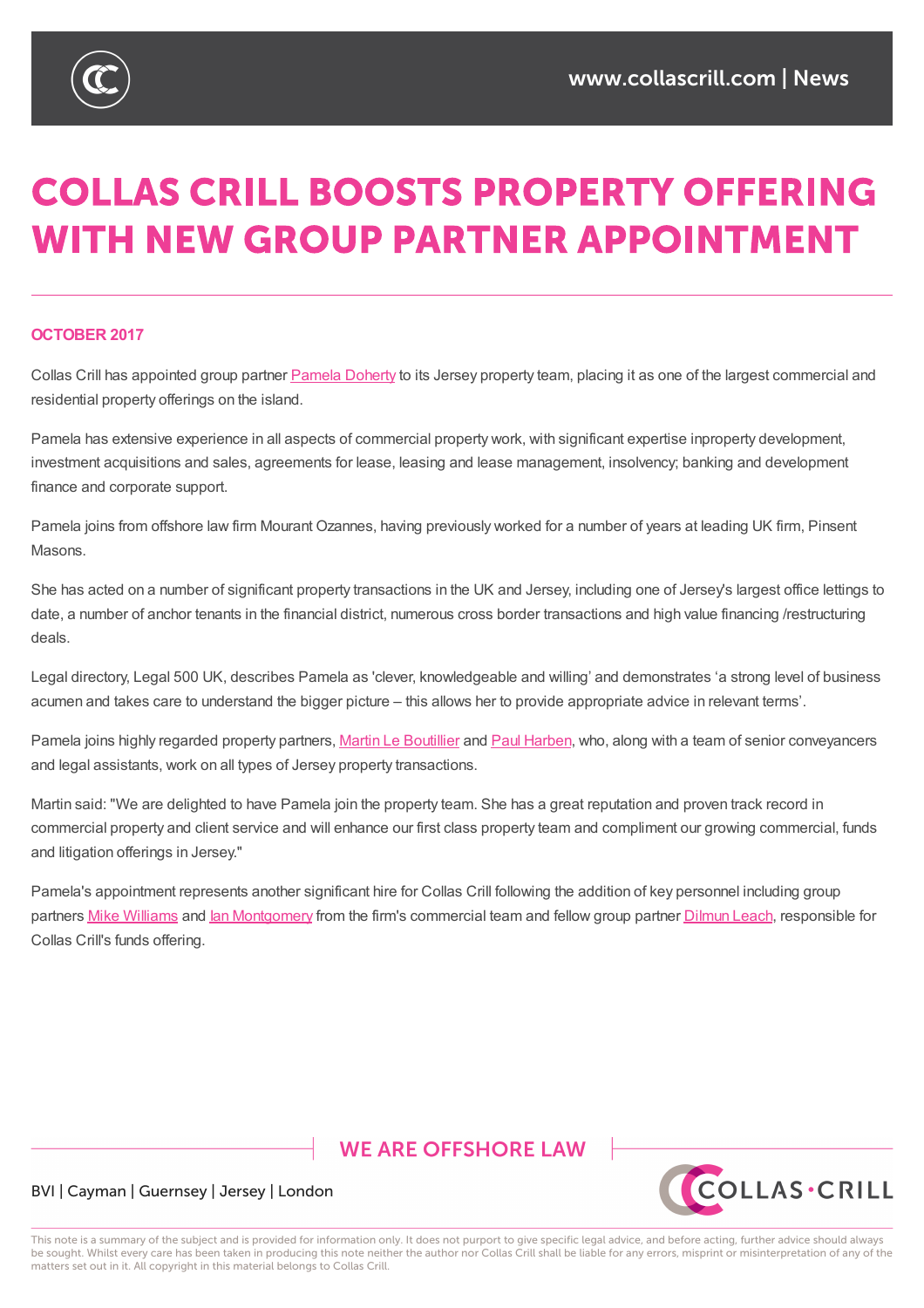# COLLAS CRILL BOOSTS PROPERTY OFFERING WITH NEW GROUP PARTNER APPOINTMENT

**OCTOBER 2017**

Collas Crill has appointed group partner Pamela Doherty to its Jersey property team, placing it as one of the largest commercial and residential property offerings on the island.

Pamela has extensive experience in all aspects of commercial property work, with significant expertise inproperty development, investment acquisitions and sales, agreements for lease, leasing and lease management, insolvency; banking and development finance and corporate support.

Pamela joins from offshore law firm Mourant Ozannes, having previously worked for a number of years at leading UK firm, Pinsent Masons.

She has acted on a number of significant property transactions in the UK and Jersey, including one of Jersey's largest office lettings to date, a number of anchor tenants in the financial district, numerous cross border transactions and high value financing /restructuring deals.

Legal directory, Legal 500 UK, describes Pamela as 'clever, knowledgeable and willing' and demonstrates 'a strong level of business acumen and takes care to understand the bigger picture – this allows her to provide appropriate advice in relevant terms'.

Pamela joins highly regarded property partners, Martin Le Boutillier and Paul Harben, who, along with a team of senior conveyancers and legal assistants, work on all types of Jersey property transactions.

Martin said: "We are delighted to have Pamela join the property team. She has a great reputation and proven track record in commercial property and client service and will enhance our first class property team and compliment our growing commercial, funds and litigation offerings in Jersey."

Pamela's appointment represents another significant hire for Collas Crill following the addition of key personnel including group partners Mike Williams and Ian Montgomery from the firm's commercial team and fellow group partner Dilmun Leach, responsible for Collas Crill's funds offering.

WE ARE OFFSHORE LAW

BVI | Cayman | Guernsey | Jersey | London

This note is a summary of the subject and is provided for information only. It does not purport to give specific legal advice, and before acting, further advice should always be sought. Whilst every care has been taken in producing this note neither the author nor Collas Crill shall be liable for any errors, misprint or misinterpretation of any of the matters set out in it. All copyright in this material belongs to Collas Crill.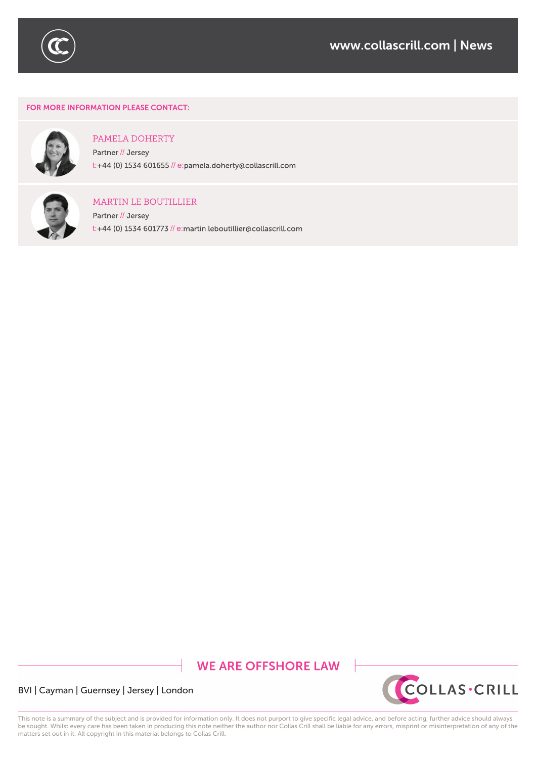FOR MORE INFORMATION PLEASE CONTACT:

PAMELA DOHERTY

Partner // Jersey

t:+44 (0) 1534 601655 // e:pamela.doherty@collascrill.com

MARTIN LE BOUTILLIER

Partner // Jersey

t:+44 (0) 1534 601773 // e:martin.leboutillier@collascrill.com

WE ARE OFFSHORE LAW

BVI | Cayman | Guernsey | Jersey | London

This note is a summary of the subject and is provided for information only. It does not purport to give specific legal advice, and before acting, further advice should always be sought. Whilst every care has been taken in producing this note neither the author nor Collas Crill shall be liable for any errors, misprint or misinterpretation of any of the matters set out in it. All copyright in this material belongs to Collas Crill.